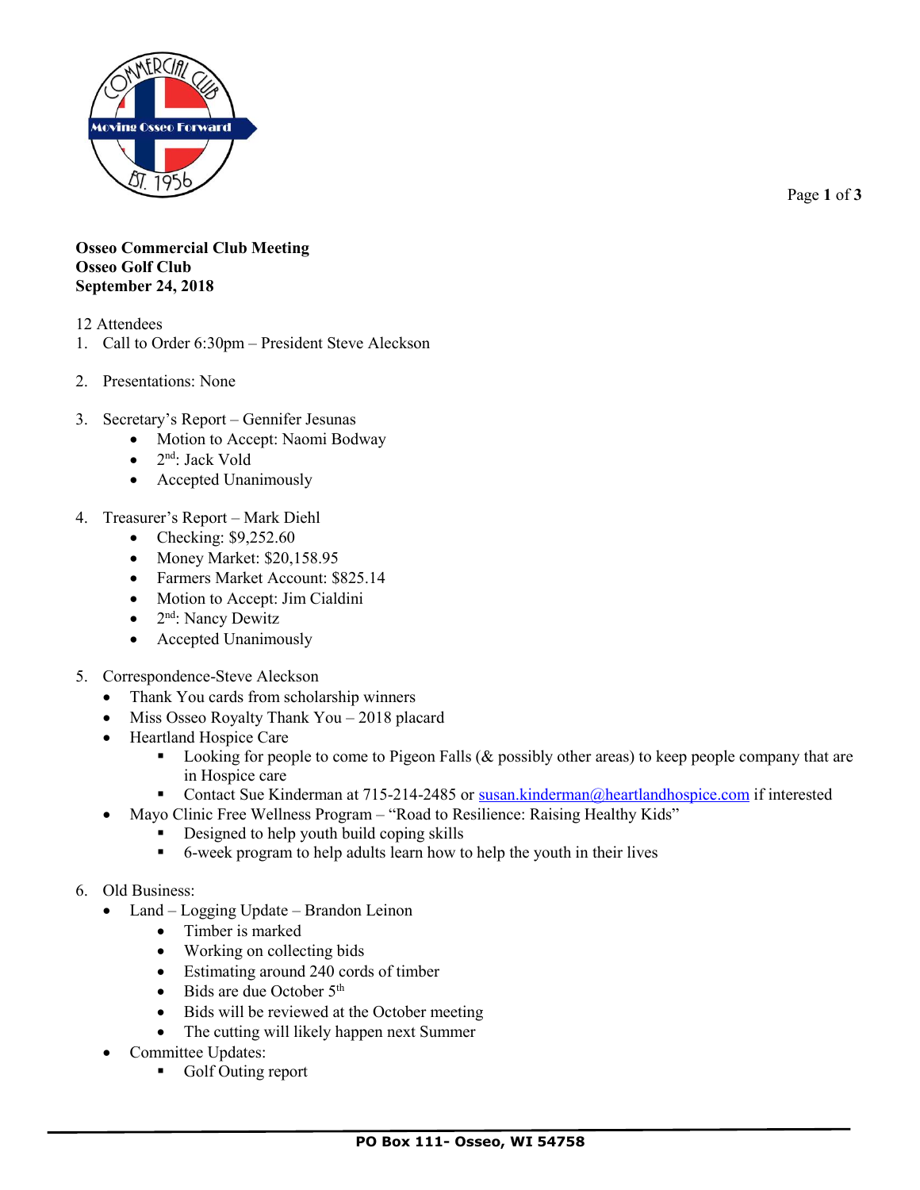**Osseo Commercial Club Meeting**
**Osseo Golf Club**
**September 24, 2018**

12 Attendees

1. Call to Order 6:30pm – President Steve Aleckson

2. Presentations: None

3. Secretary's Report – Gennifer Jesunas
   - Motion to Accept: Naomi Bodway
   - 2nd: Jack Vold
   - Accepted Unanimously

4. Treasurer's Report – Mark Diehl
   - Checking: $9,252.60
   - Money Market: $20,158.95
   - Farmers Market Account: $825.14
   - Motion to Accept: Jim Cialdini
   - 2nd: Nancy Dewitz
   - Accepted Unanimously

5. Correspondence-Steve Aleckson
   - Thank You cards from scholarship winners
   - Miss Osseo Royalty Thank You – 2018 placard
   - Heartland Hospice Care
     - Looking for people to come to Pigeon Falls (& possibly other areas) to keep people company that are in Hospice care
     - Contact Sue Kinderman at 715-214-2485 or susan.kinderman@heartlandhospice.com if interested
   - Mayo Clinic Free Wellness Program – "Road to Resilience: Raising Healthy Kids"
     - Designed to help youth build coping skills
     - 6-week program to help adults learn how to help the youth in their lives

6. Old Business:
   - Land – Logging Update – Brandon Leinon
     - Timber is marked
     - Working on collecting bids
     - Estimating around 240 cords of timber
     - Bids are due October 5th
     - Bids will be reviewed at the October meeting
     - The cutting will likely happen next Summer
   - Committee Updates:
     - Golf Outing report

PO Box 111- Osseo, WI 54758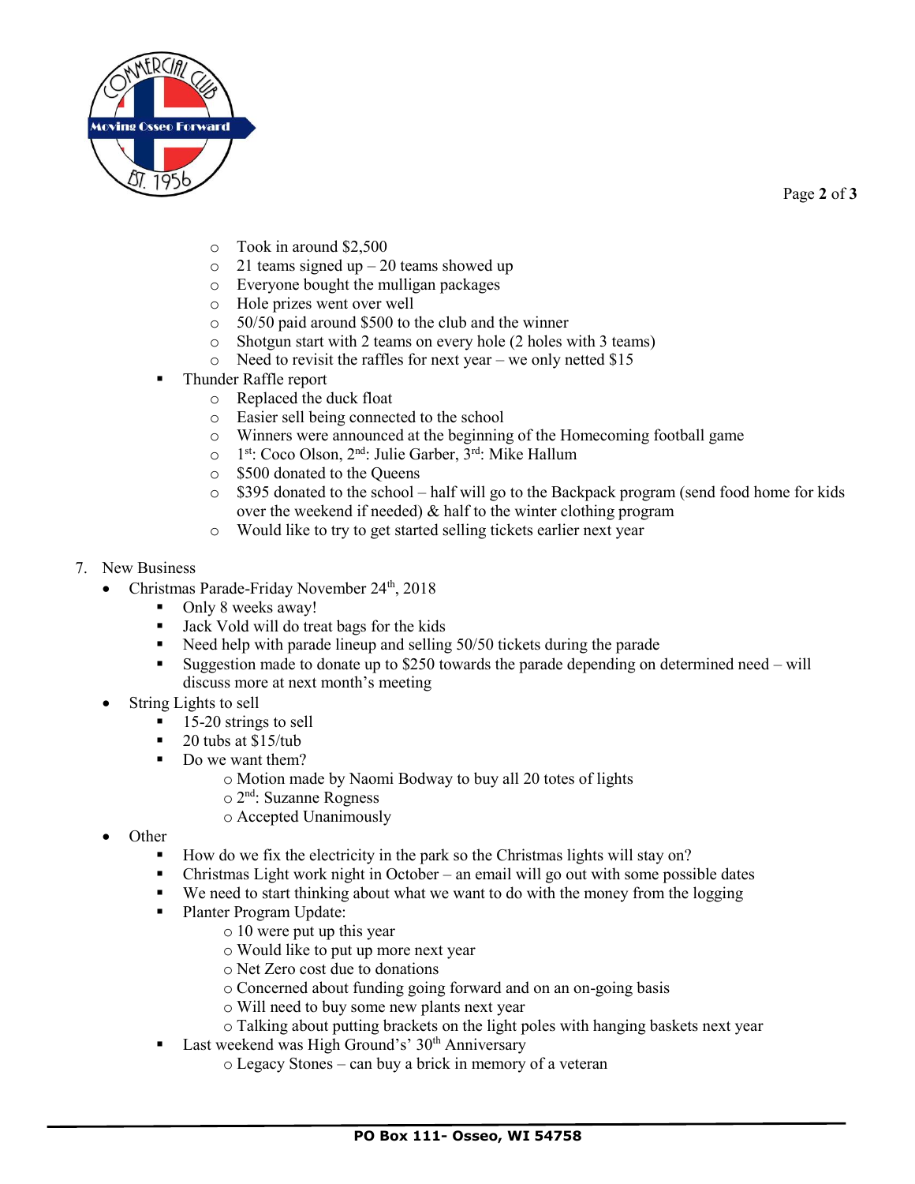- Took in around $2,500
- 21 teams signed up – 20 teams showed up
- Everyone bought the mulligan packages
- Hole prizes went over well
- 50/50 paid around $500 to the club and the winner
- Shotgun start with 2 teams on every hole (2 holes with 3 teams)
- Need to revisit the raffles for next year – we only netted $15

- Thunder Raffle report
  - Replaced the duck float
  - Easier sell being connected to the school
  - Winners were announced at the beginning of the Homecoming football game
  - 1st: Coco Olson, 2nd: Julie Garber, 3rd: Mike Hallum
  - $500 donated to the Queens
  - $395 donated to the school – half will go to the Backpack program (send food home for kids over the weekend if needed) & half to the winter clothing program
  - Would like to try to get started selling tickets earlier next year

7. New Business
   - Christmas Parade-Friday November 24th, 2018
     - Only 8 weeks away!
     - Jack Vold will do treat bags for the kids
     - Need help with parade lineup and selling 50/50 tickets during the parade
     - Suggestion made to donate up to $250 towards the parade depending on determined need – will discuss more at next month's meeting
   - String Lights to sell
     - 15-20 strings to sell
     - 20 tubs at $15/tub
     - Do we want them?
       - Motion made by Naomi Bodway to buy all 20 totes of lights
       - 2nd: Suzanne Rogness
       - Accepted Unanimously
   - Other
     - How do we fix the electricity in the park so the Christmas lights will stay on?
     - Christmas Light work night in October – an email will go out with some possible dates
     - We need to start thinking about what we want to do with the money from the logging
     - Planter Program Update:
       - 10 were put up this year
       - Would like to put up more next year
       - Net Zero cost due to donations
       - Concerned about funding going forward and on an on-going basis
       - Will need to buy some new plants next year
       - Talking about putting brackets on the light poles with hanging baskets next year
     - Last weekend was High Ground's 30th Anniversary
       - Legacy Stones – can buy a brick in memory of a veteran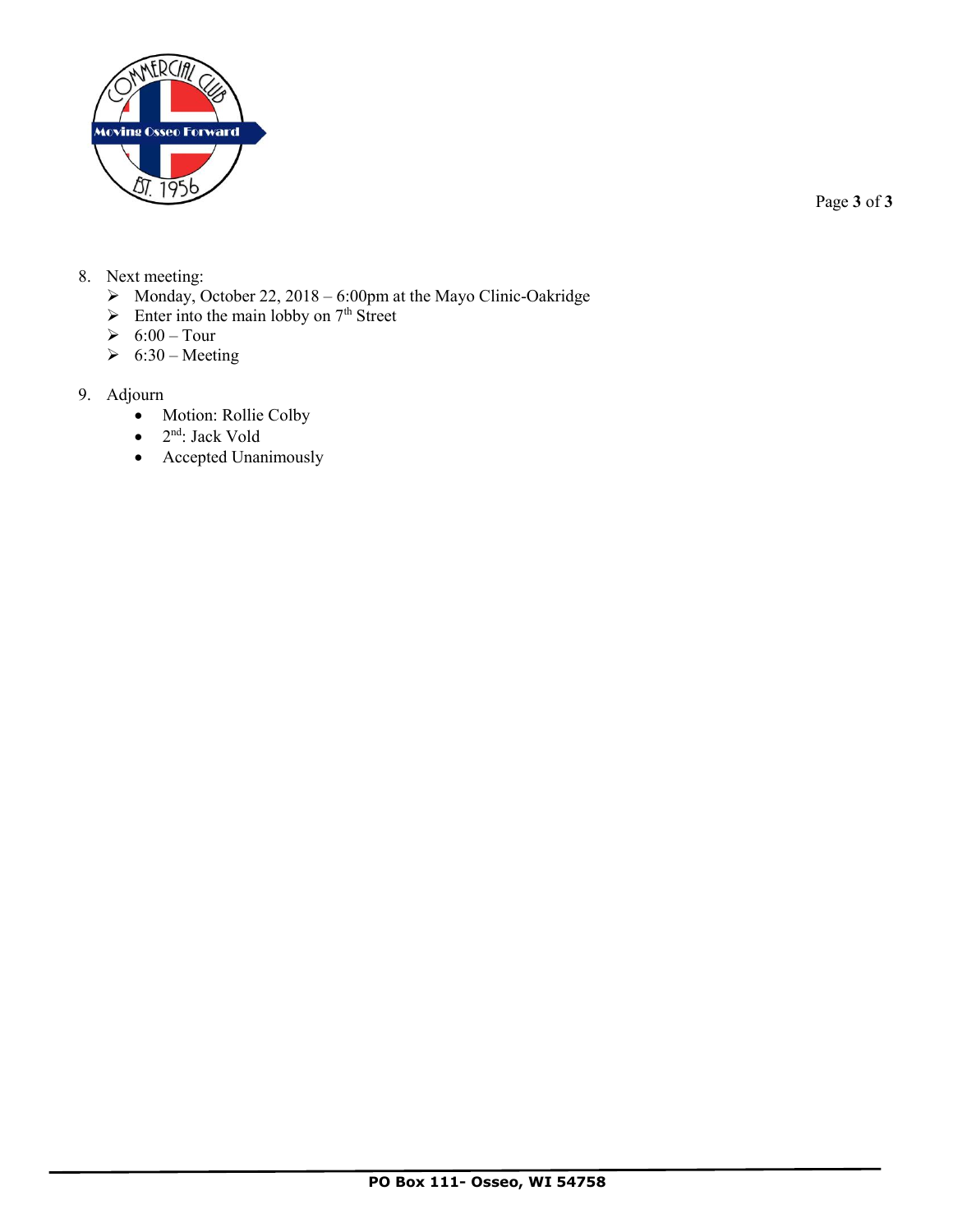8. Next meeting:
   - Monday, October 22, 2018 – 6:00pm at the Mayo Clinic-Oakridge
   - Enter into the main lobby on 7th Street
   - 6:00 – Tour
   - 6:30 – Meeting

9. Adjourn
   - Motion: Rollie Colby
   - 2nd: Jack Vold
   - Accepted Unanimously

PO Box 111- Osseo, WI 54758